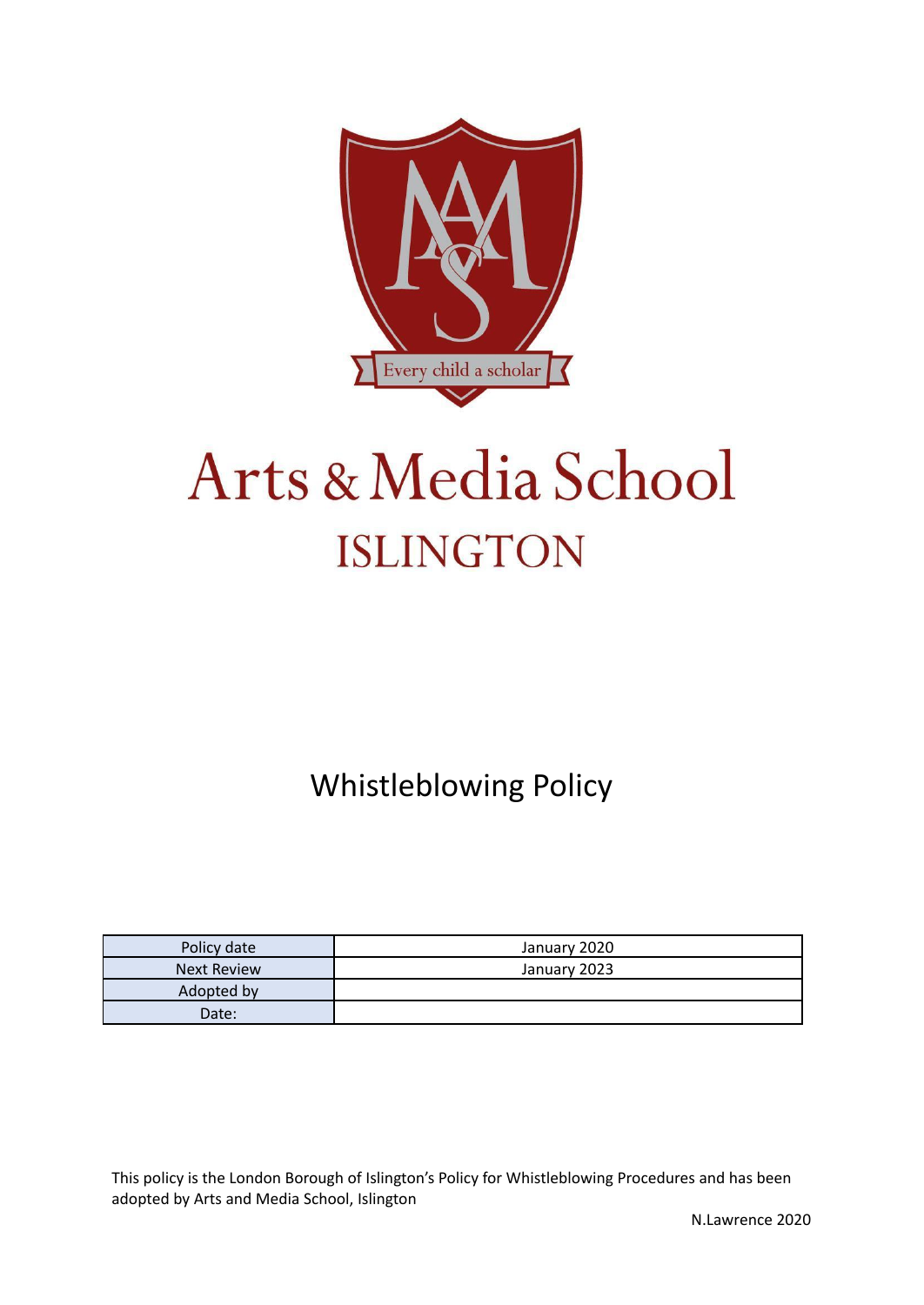# Arts & Media School
## ISLINGTON

# Whistleblowing Policy

| Policy date | January 2020 |
|---|---|
| Next Review | January 2023 |
| Adopted by | |
| Date: | |

This policy is the London Borough of Islington's Policy for Whistleblowing Procedures and has been adopted by Arts and Media School, Islington

N.Lawrence 2020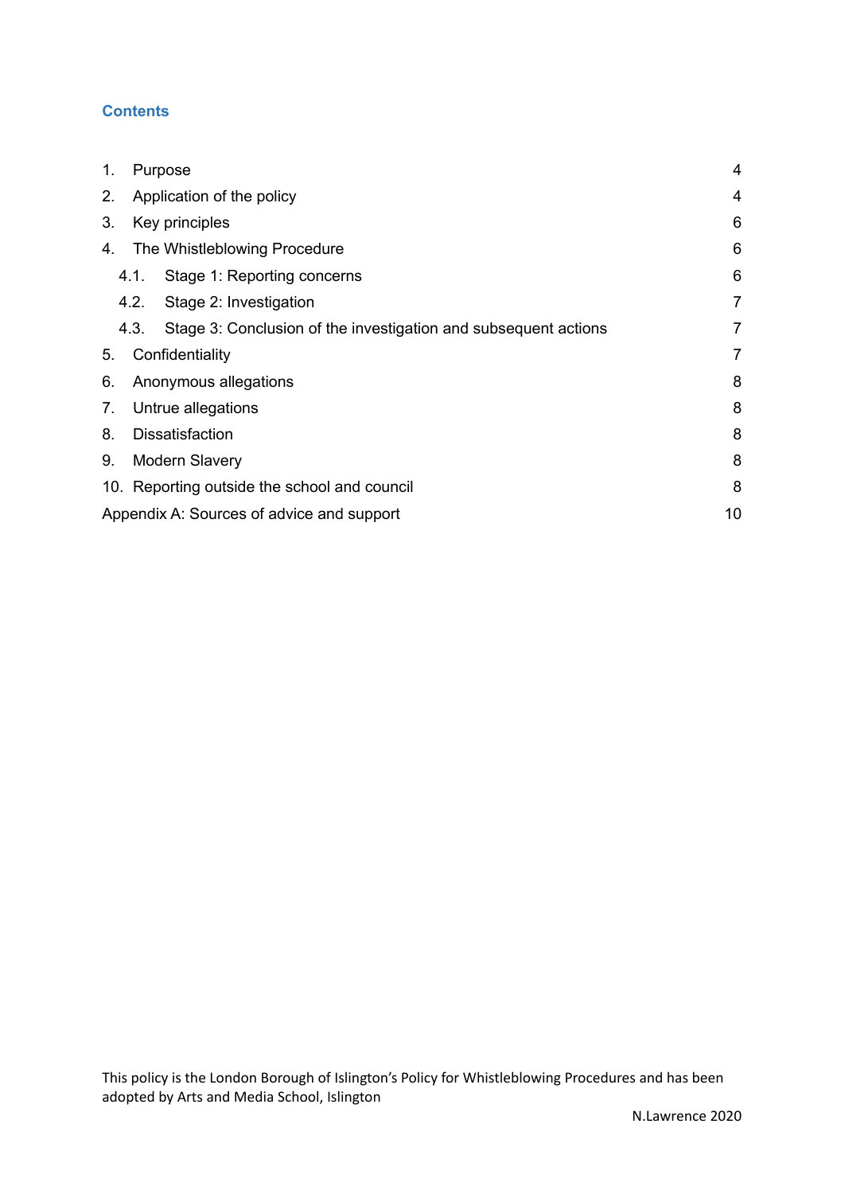## Contents

| | |
|---|---|
| 1. Purpose | 4 |
| 2. Application of the policy | 4 |
| 3. Key principles | 6 |
| 4. The Whistleblowing Procedure | 6 |
| 4.1. Stage 1: Reporting concerns | 6 |
| 4.2. Stage 2: Investigation | 7 |
| 4.3. Stage 3: Conclusion of the investigation and subsequent actions | 7 |
| 5. Confidentiality | 7 |
| 6. Anonymous allegations | 8 |
| 7. Untrue allegations | 8 |
| 8. Dissatisfaction | 8 |
| 9. Modern Slavery | 8 |
| 10. Reporting outside the school and council | 8 |
| Appendix A: Sources of advice and support | 10 |

This policy is the London Borough of Islington's Policy for Whistleblowing Procedures and has been adopted by Arts and Media School, Islington

N.Lawrence 2020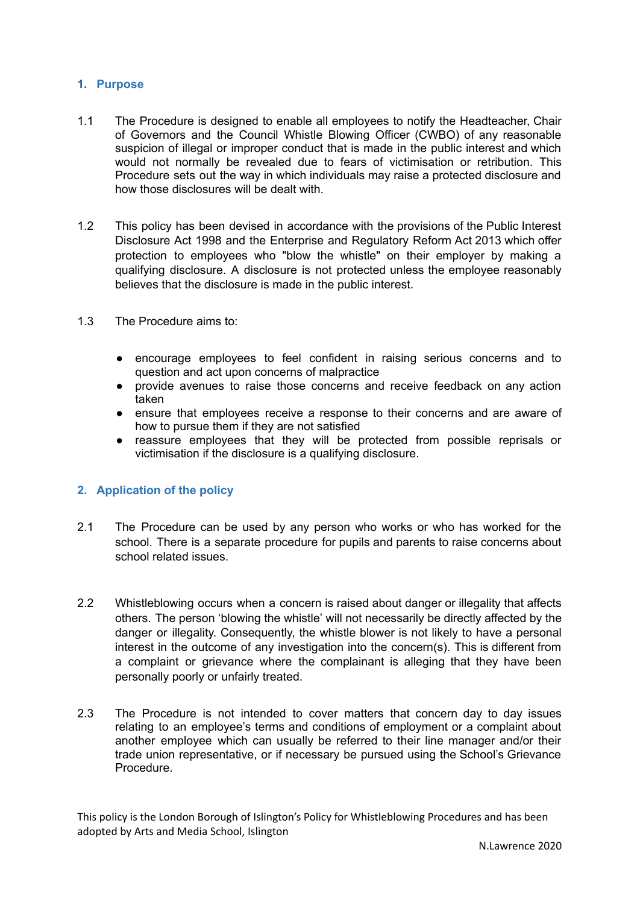## 1. Purpose

1.1 The Procedure is designed to enable all employees to notify the Headteacher, Chair of Governors and the Council Whistle Blowing Officer (CWBO) of any reasonable suspicion of illegal or improper conduct that is made in the public interest and which would not normally be revealed due to fears of victimisation or retribution. This Procedure sets out the way in which individuals may raise a protected disclosure and how those disclosures will be dealt with.

1.2 This policy has been devised in accordance with the provisions of the Public Interest Disclosure Act 1998 and the Enterprise and Regulatory Reform Act 2013 which offer protection to employees who "blow the whistle" on their employer by making a qualifying disclosure. A disclosure is not protected unless the employee reasonably believes that the disclosure is made in the public interest.

1.3 The Procedure aims to:

- encourage employees to feel confident in raising serious concerns and to question and act upon concerns of malpractice
- provide avenues to raise those concerns and receive feedback on any action taken
- ensure that employees receive a response to their concerns and are aware of how to pursue them if they are not satisfied
- reassure employees that they will be protected from possible reprisals or victimisation if the disclosure is a qualifying disclosure.

## 2. Application of the policy

2.1 The Procedure can be used by any person who works or who has worked for the school. There is a separate procedure for pupils and parents to raise concerns about school related issues.

2.2 Whistleblowing occurs when a concern is raised about danger or illegality that affects others. The person 'blowing the whistle' will not necessarily be directly affected by the danger or illegality. Consequently, the whistle blower is not likely to have a personal interest in the outcome of any investigation into the concern(s). This is different from a complaint or grievance where the complainant is alleging that they have been personally poorly or unfairly treated.

2.3 The Procedure is not intended to cover matters that concern day to day issues relating to an employee's terms and conditions of employment or a complaint about another employee which can usually be referred to their line manager and/or their trade union representative, or if necessary be pursued using the School's Grievance Procedure.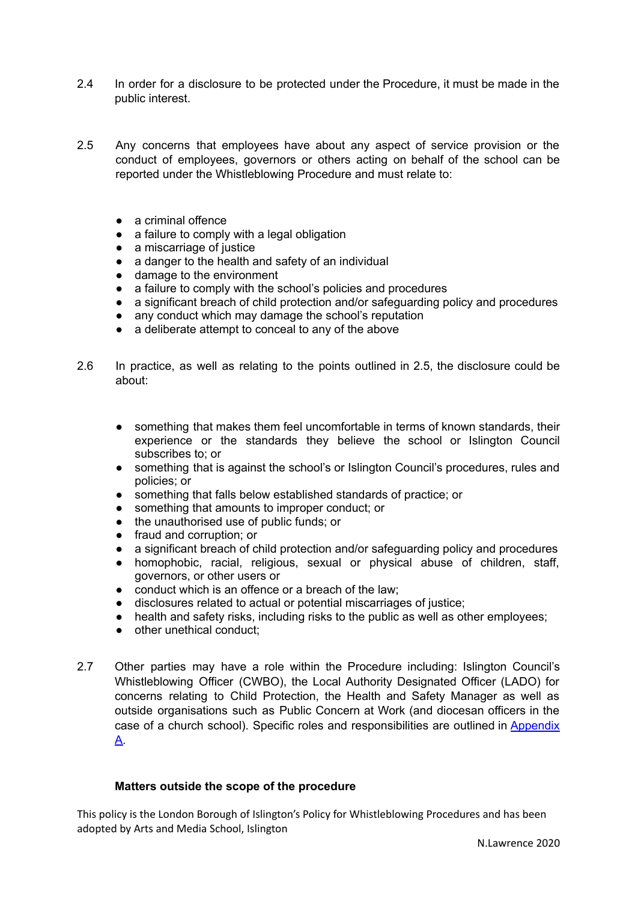2.4 In order for a disclosure to be protected under the Procedure, it must be made in the public interest.

2.5 Any concerns that employees have about any aspect of service provision or the conduct of employees, governors or others acting on behalf of the school can be reported under the Whistleblowing Procedure and must relate to:

- a criminal offence
- a failure to comply with a legal obligation
- a miscarriage of justice
- a danger to the health and safety of an individual
- damage to the environment
- a failure to comply with the school's policies and procedures
- a significant breach of child protection and/or safeguarding policy and procedures
- any conduct which may damage the school's reputation
- a deliberate attempt to conceal to any of the above

2.6 In practice, as well as relating to the points outlined in 2.5, the disclosure could be about:

- something that makes them feel uncomfortable in terms of known standards, their experience or the standards they believe the school or Islington Council subscribes to; or
- something that is against the school's or Islington Council's procedures, rules and policies; or
- something that falls below established standards of practice; or
- something that amounts to improper conduct; or
- the unauthorised use of public funds; or
- fraud and corruption; or
- a significant breach of child protection and/or safeguarding policy and procedures
- homophobic, racial, religious, sexual or physical abuse of children, staff, governors, or other users or
- conduct which is an offence or a breach of the law;
- disclosures related to actual or potential miscarriages of justice;
- health and safety risks, including risks to the public as well as other employees;
- other unethical conduct;

2.7 Other parties may have a role within the Procedure including: Islington Council's Whistleblowing Officer (CWBO), the Local Authority Designated Officer (LADO) for concerns relating to Child Protection, the Health and Safety Manager as well as outside organisations such as Public Concern at Work (and diocesan officers in the case of a church school). Specific roles and responsibilities are outlined in [Appendix A](#).

**Matters outside the scope of the procedure**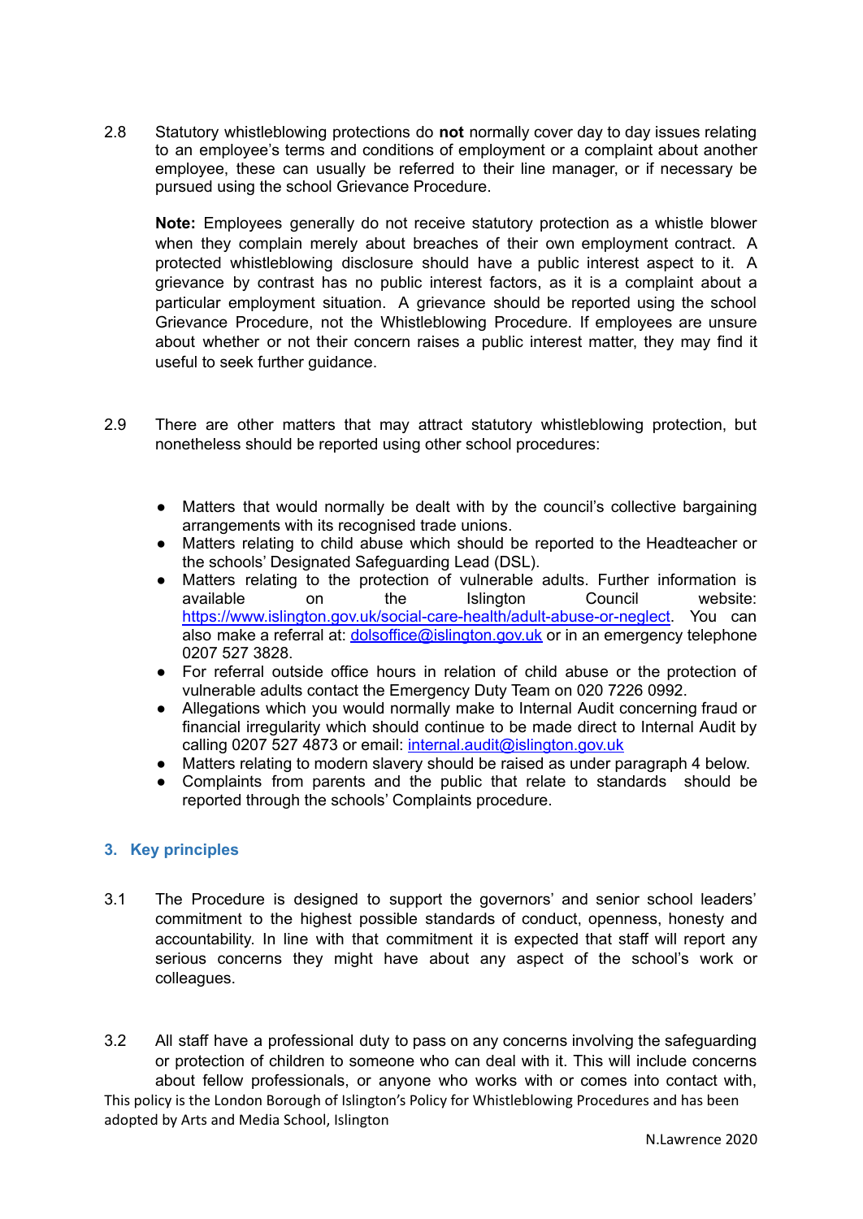2.8 Statutory whistleblowing protections do **not** normally cover day to day issues relating to an employee's terms and conditions of employment or a complaint about another employee, these can usually be referred to their line manager, or if necessary be pursued using the school Grievance Procedure.

**Note:** Employees generally do not receive statutory protection as a whistle blower when they complain merely about breaches of their own employment contract. A protected whistleblowing disclosure should have a public interest aspect to it. A grievance by contrast has no public interest factors, as it is a complaint about a particular employment situation. A grievance should be reported using the school Grievance Procedure, not the Whistleblowing Procedure. If employees are unsure about whether or not their concern raises a public interest matter, they may find it useful to seek further guidance.

2.9 There are other matters that may attract statutory whistleblowing protection, but nonetheless should be reported using other school procedures:

- Matters that would normally be dealt with by the council's collective bargaining arrangements with its recognised trade unions.
- Matters relating to child abuse which should be reported to the Headteacher or the schools' Designated Safeguarding Lead (DSL).
- Matters relating to the protection of vulnerable adults. Further information is available on the Islington Council website: [https://www.islington.gov.uk/social-care-health/adult-abuse-or-neglect](https://www.islington.gov.uk/social-care-health/adult-abuse-or-neglect). You can also make a referral at: [dolsoffice@islington.gov.uk](mailto:dolsoffice@islington.gov.uk) or in an emergency telephone 0207 527 3828.
- For referral outside office hours in relation of child abuse or the protection of vulnerable adults contact the Emergency Duty Team on 020 7226 0992.
- Allegations which you would normally make to Internal Audit concerning fraud or financial irregularity which should continue to be made direct to Internal Audit by calling 0207 527 4873 or email: [internal.audit@islington.gov.uk](mailto:internal.audit@islington.gov.uk)
- Matters relating to modern slavery should be raised as under paragraph 4 below.
- Complaints from parents and the public that relate to standards should be reported through the schools' Complaints procedure.

## 3. Key principles

3.1 The Procedure is designed to support the governors' and senior school leaders' commitment to the highest possible standards of conduct, openness, honesty and accountability. In line with that commitment it is expected that staff will report any serious concerns they might have about any aspect of the school's work or colleagues.

3.2 All staff have a professional duty to pass on any concerns involving the safeguarding or protection of children to someone who can deal with it. This will include concerns about fellow professionals, or anyone who works with or comes into contact with,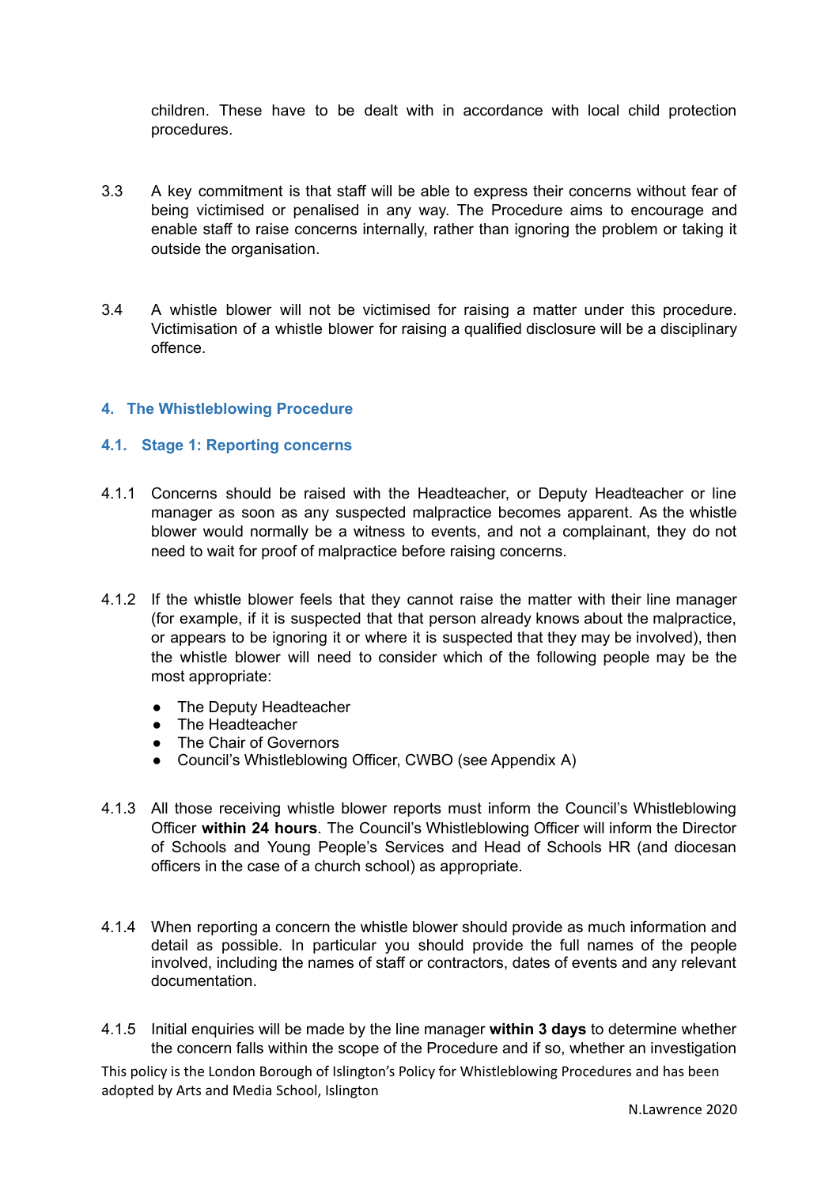children. These have to be dealt with in accordance with local child protection procedures.

3.3 A key commitment is that staff will be able to express their concerns without fear of being victimised or penalised in any way. The Procedure aims to encourage and enable staff to raise concerns internally, rather than ignoring the problem or taking it outside the organisation.

3.4 A whistle blower will not be victimised for raising a matter under this procedure. Victimisation of a whistle blower for raising a qualified disclosure will be a disciplinary offence.

## 4. The Whistleblowing Procedure

### 4.1. Stage 1: Reporting concerns

4.1.1 Concerns should be raised with the Headteacher, or Deputy Headteacher or line manager as soon as any suspected malpractice becomes apparent. As the whistle blower would normally be a witness to events, and not a complainant, they do not need to wait for proof of malpractice before raising concerns.

4.1.2 If the whistle blower feels that they cannot raise the matter with their line manager (for example, if it is suspected that that person already knows about the malpractice, or appears to be ignoring it or where it is suspected that they may be involved), then the whistle blower will need to consider which of the following people may be the most appropriate:

- The Deputy Headteacher
- The Headteacher
- The Chair of Governors
- Council's Whistleblowing Officer, CWBO (see Appendix A)

4.1.3 All those receiving whistle blower reports must inform the Council's Whistleblowing Officer **within 24 hours**. The Council's Whistleblowing Officer will inform the Director of Schools and Young People's Services and Head of Schools HR (and diocesan officers in the case of a church school) as appropriate.

4.1.4 When reporting a concern the whistle blower should provide as much information and detail as possible. In particular you should provide the full names of the people involved, including the names of staff or contractors, dates of events and any relevant documentation.

4.1.5 Initial enquiries will be made by the line manager **within 3 days** to determine whether the concern falls within the scope of the Procedure and if so, whether an investigation

This policy is the London Borough of Islington's Policy for Whistleblowing Procedures and has been adopted by Arts and Media School, Islington

N.Lawrence 2020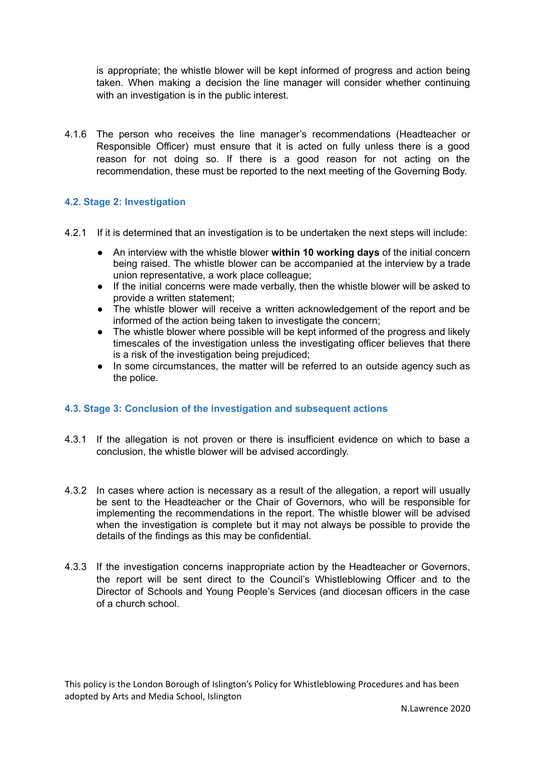is appropriate; the whistle blower will be kept informed of progress and action being taken. When making a decision the line manager will consider whether continuing with an investigation is in the public interest.

4.1.6 The person who receives the line manager's recommendations (Headteacher or Responsible Officer) must ensure that it is acted on fully unless there is a good reason for not doing so. If there is a good reason for not acting on the recommendation, these must be reported to the next meeting of the Governing Body.

### 4.2. Stage 2: Investigation

4.2.1 If it is determined that an investigation is to be undertaken the next steps will include:

- An interview with the whistle blower **within 10 working days** of the initial concern being raised. The whistle blower can be accompanied at the interview by a trade union representative, a work place colleague;
- If the initial concerns were made verbally, then the whistle blower will be asked to provide a written statement;
- The whistle blower will receive a written acknowledgement of the report and be informed of the action being taken to investigate the concern;
- The whistle blower where possible will be kept informed of the progress and likely timescales of the investigation unless the investigating officer believes that there is a risk of the investigation being prejudiced;
- In some circumstances, the matter will be referred to an outside agency such as the police.

### 4.3. Stage 3: Conclusion of the investigation and subsequent actions

4.3.1 If the allegation is not proven or there is insufficient evidence on which to base a conclusion, the whistle blower will be advised accordingly.

4.3.2 In cases where action is necessary as a result of the allegation, a report will usually be sent to the Headteacher or the Chair of Governors, who will be responsible for implementing the recommendations in the report. The whistle blower will be advised when the investigation is complete but it may not always be possible to provide the details of the findings as this may be confidential.

4.3.3 If the investigation concerns inappropriate action by the Headteacher or Governors, the report will be sent direct to the Council's Whistleblowing Officer and to the Director of Schools and Young People's Services (and diocesan officers in the case of a church school.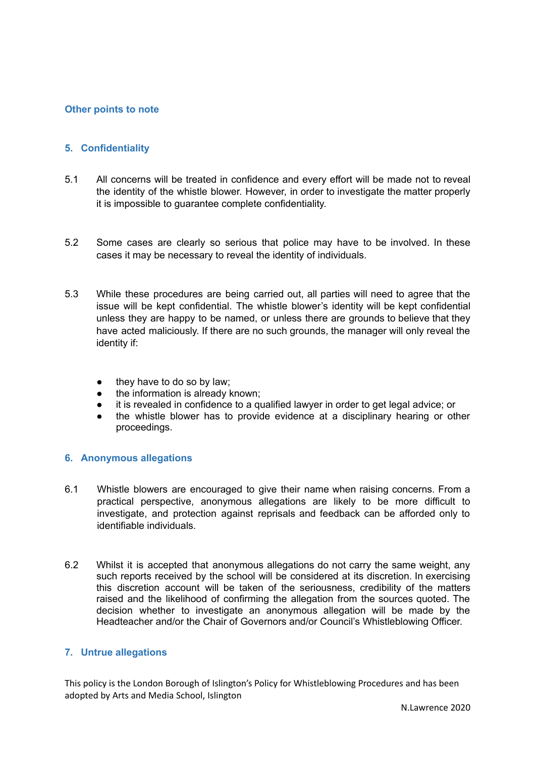## Other points to note

### 5. Confidentiality

5.1 All concerns will be treated in confidence and every effort will be made not to reveal the identity of the whistle blower. However, in order to investigate the matter properly it is impossible to guarantee complete confidentiality.

5.2 Some cases are clearly so serious that police may have to be involved. In these cases it may be necessary to reveal the identity of individuals.

5.3 While these procedures are being carried out, all parties will need to agree that the issue will be kept confidential. The whistle blower's identity will be kept confidential unless they are happy to be named, or unless there are grounds to believe that they have acted maliciously. If there are no such grounds, the manager will only reveal the identity if:

- they have to do so by law;
- the information is already known;
- it is revealed in confidence to a qualified lawyer in order to get legal advice; or
- the whistle blower has to provide evidence at a disciplinary hearing or other proceedings.

### 6. Anonymous allegations

6.1 Whistle blowers are encouraged to give their name when raising concerns. From a practical perspective, anonymous allegations are likely to be more difficult to investigate, and protection against reprisals and feedback can be afforded only to identifiable individuals.

6.2 Whilst it is accepted that anonymous allegations do not carry the same weight, any such reports received by the school will be considered at its discretion. In exercising this discretion account will be taken of the seriousness, credibility of the matters raised and the likelihood of confirming the allegation from the sources quoted. The decision whether to investigate an anonymous allegation will be made by the Headteacher and/or the Chair of Governors and/or Council's Whistleblowing Officer.

### 7. Untrue allegations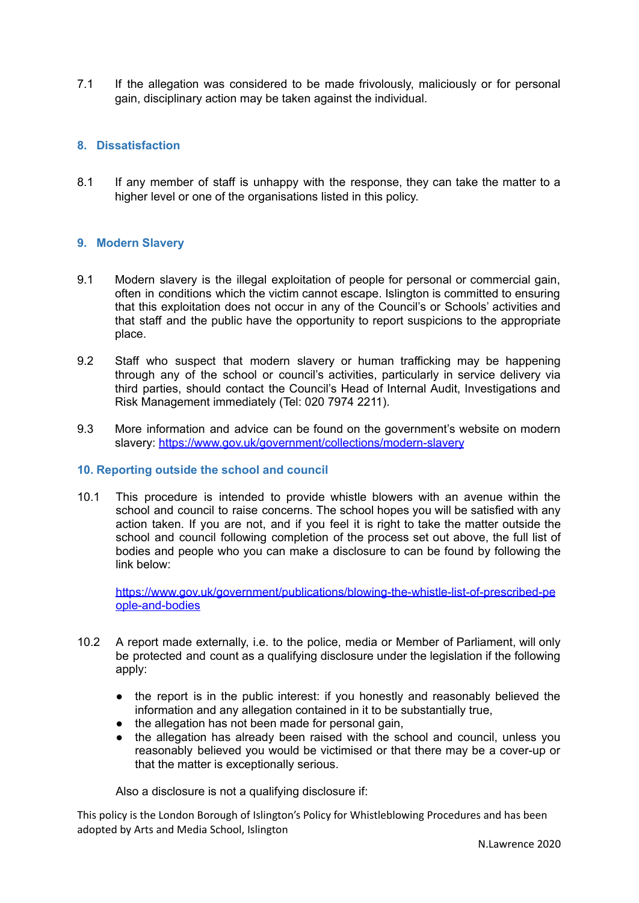7.1 If the allegation was considered to be made frivolously, maliciously or for personal gain, disciplinary action may be taken against the individual.

## 8. Dissatisfaction

8.1 If any member of staff is unhappy with the response, they can take the matter to a higher level or one of the organisations listed in this policy.

## 9. Modern Slavery

9.1 Modern slavery is the illegal exploitation of people for personal or commercial gain, often in conditions which the victim cannot escape. Islington is committed to ensuring that this exploitation does not occur in any of the Council's or Schools' activities and that staff and the public have the opportunity to report suspicions to the appropriate place.

9.2 Staff who suspect that modern slavery or human trafficking may be happening through any of the school or council's activities, particularly in service delivery via third parties, should contact the Council's Head of Internal Audit, Investigations and Risk Management immediately (Tel: 020 7974 2211).

9.3 More information and advice can be found on the government's website on modern slavery: [https://www.gov.uk/government/collections/modern-slavery](https://www.gov.uk/government/collections/modern-slavery)

## 10. Reporting outside the school and council

10.1 This procedure is intended to provide whistle blowers with an avenue within the school and council to raise concerns. The school hopes you will be satisfied with any action taken. If you are not, and if you feel it is right to take the matter outside the school and council following completion of the process set out above, the full list of bodies and people who you can make a disclosure to can be found by following the link below:

[https://www.gov.uk/government/publications/blowing-the-whistle-list-of-prescribed-people-and-bodies](https://www.gov.uk/government/publications/blowing-the-whistle-list-of-prescribed-people-and-bodies)

10.2 A report made externally, i.e. to the police, media or Member of Parliament, will only be protected and count as a qualifying disclosure under the legislation if the following apply:

- the report is in the public interest: if you honestly and reasonably believed the information and any allegation contained in it to be substantially true,
- the allegation has not been made for personal gain,
- the allegation has already been raised with the school and council, unless you reasonably believed you would be victimised or that there may be a cover-up or that the matter is exceptionally serious.

Also a disclosure is not a qualifying disclosure if: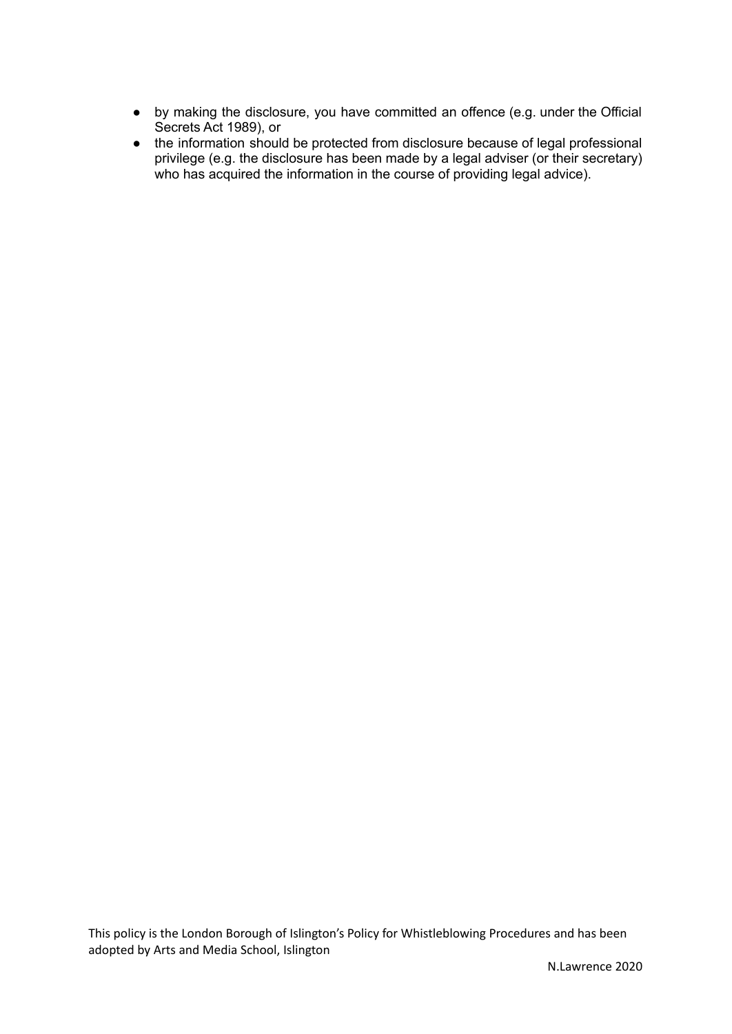- by making the disclosure, you have committed an offence (e.g. under the Official Secrets Act 1989), or
- the information should be protected from disclosure because of legal professional privilege (e.g. the disclosure has been made by a legal adviser (or their secretary) who has acquired the information in the course of providing legal advice).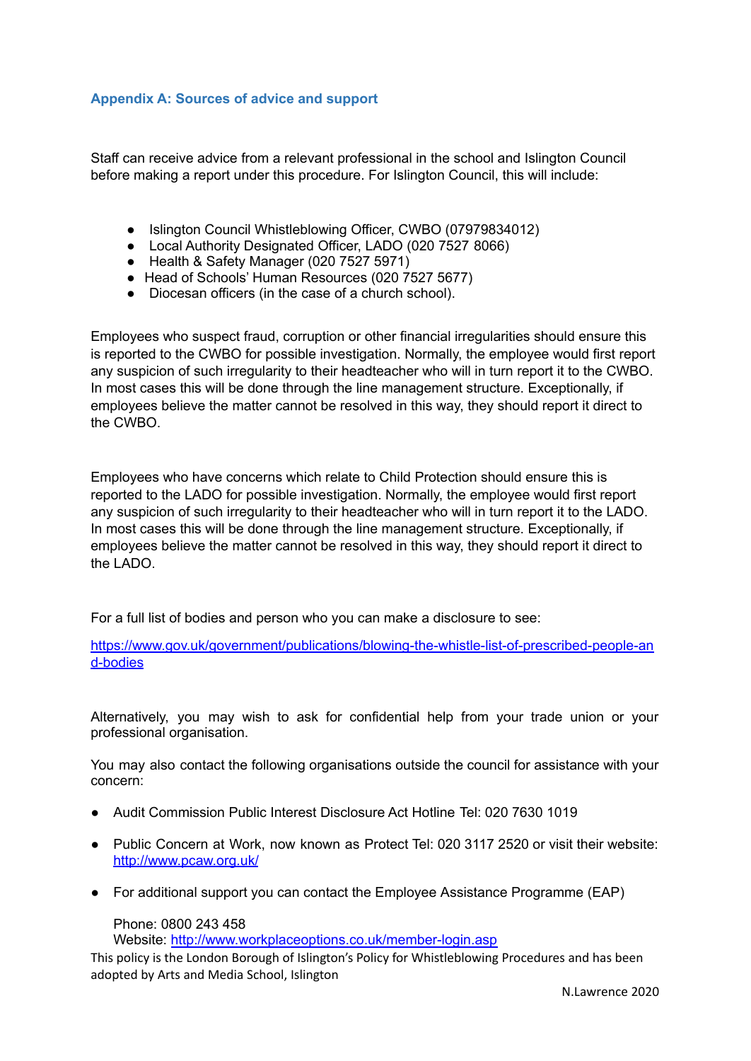## Appendix A: Sources of advice and support

Staff can receive advice from a relevant professional in the school and Islington Council before making a report under this procedure. For Islington Council, this will include:

- Islington Council Whistleblowing Officer, CWBO (07979834012)
- Local Authority Designated Officer, LADO (020 7527 8066)
- Health & Safety Manager (020 7527 5971)
- Head of Schools' Human Resources (020 7527 5677)
- Diocesan officers (in the case of a church school).

Employees who suspect fraud, corruption or other financial irregularities should ensure this is reported to the CWBO for possible investigation. Normally, the employee would first report any suspicion of such irregularity to their headteacher who will in turn report it to the CWBO. In most cases this will be done through the line management structure. Exceptionally, if employees believe the matter cannot be resolved in this way, they should report it direct to the CWBO.

Employees who have concerns which relate to Child Protection should ensure this is reported to the LADO for possible investigation. Normally, the employee would first report any suspicion of such irregularity to their headteacher who will in turn report it to the LADO. In most cases this will be done through the line management structure. Exceptionally, if employees believe the matter cannot be resolved in this way, they should report it direct to the LADO.

For a full list of bodies and person who you can make a disclosure to see:

https://www.gov.uk/government/publications/blowing-the-whistle-list-of-prescribed-people-and-bodies

Alternatively, you may wish to ask for confidential help from your trade union or your professional organisation.

You may also contact the following organisations outside the council for assistance with your concern:

- Audit Commission Public Interest Disclosure Act Hotline Tel: 020 7630 1019
- Public Concern at Work, now known as Protect Tel: 020 3117 2520 or visit their website: http://www.pcaw.org.uk/
- For additional support you can contact the Employee Assistance Programme (EAP)

  Phone: 0800 243 458
  Website: http://www.workplaceoptions.co.uk/member-login.asp

This policy is the London Borough of Islington's Policy for Whistleblowing Procedures and has been adopted by Arts and Media School, Islington

N.Lawrence 2020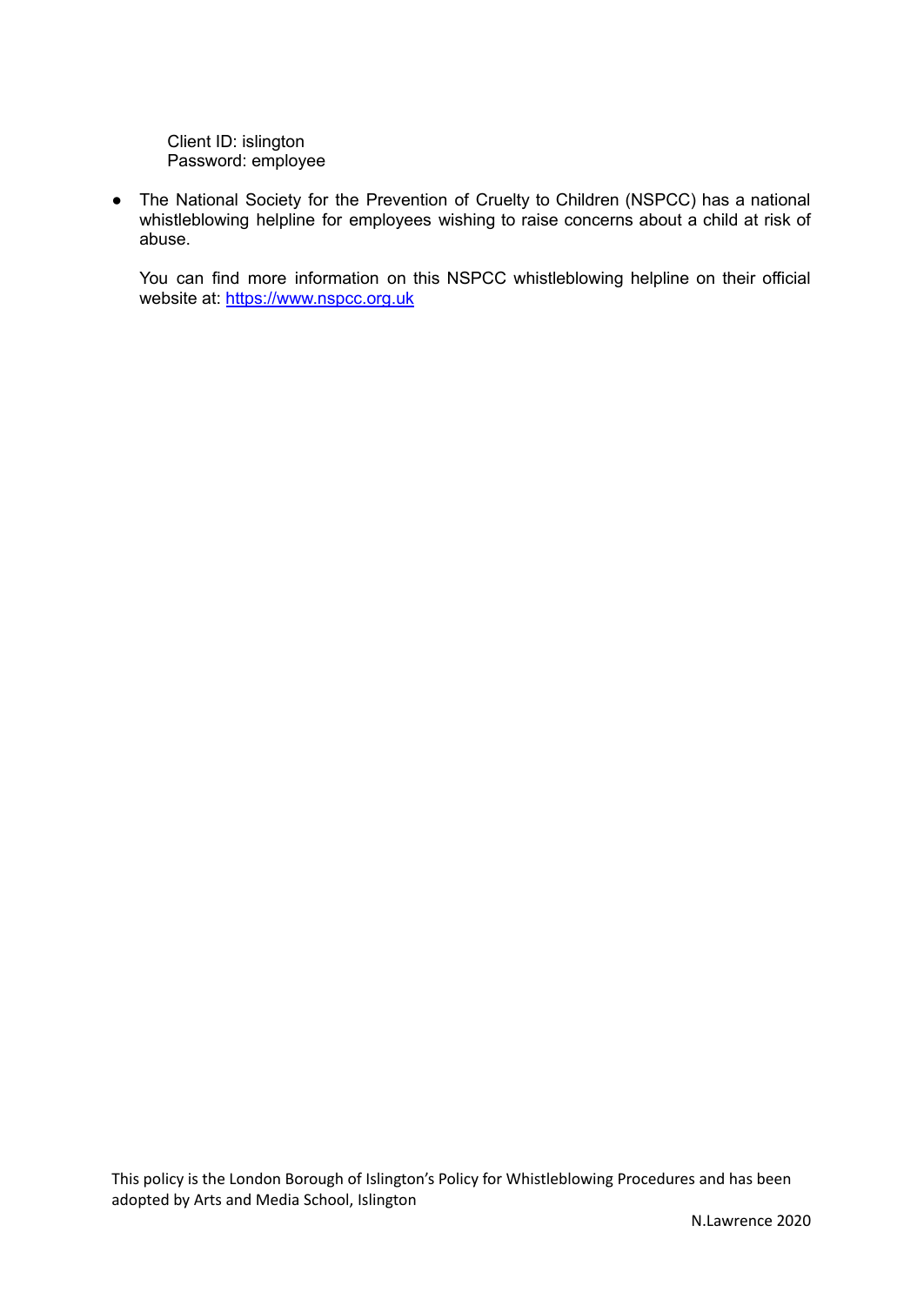Client ID: islington
Password: employee

- The National Society for the Prevention of Cruelty to Children (NSPCC) has a national whistleblowing helpline for employees wishing to raise concerns about a child at risk of abuse.

  You can find more information on this NSPCC whistleblowing helpline on their official website at: [https://www.nspcc.org.uk](https://www.nspcc.org.uk)

This policy is the London Borough of Islington's Policy for Whistleblowing Procedures and has been adopted by Arts and Media School, Islington

N.Lawrence 2020